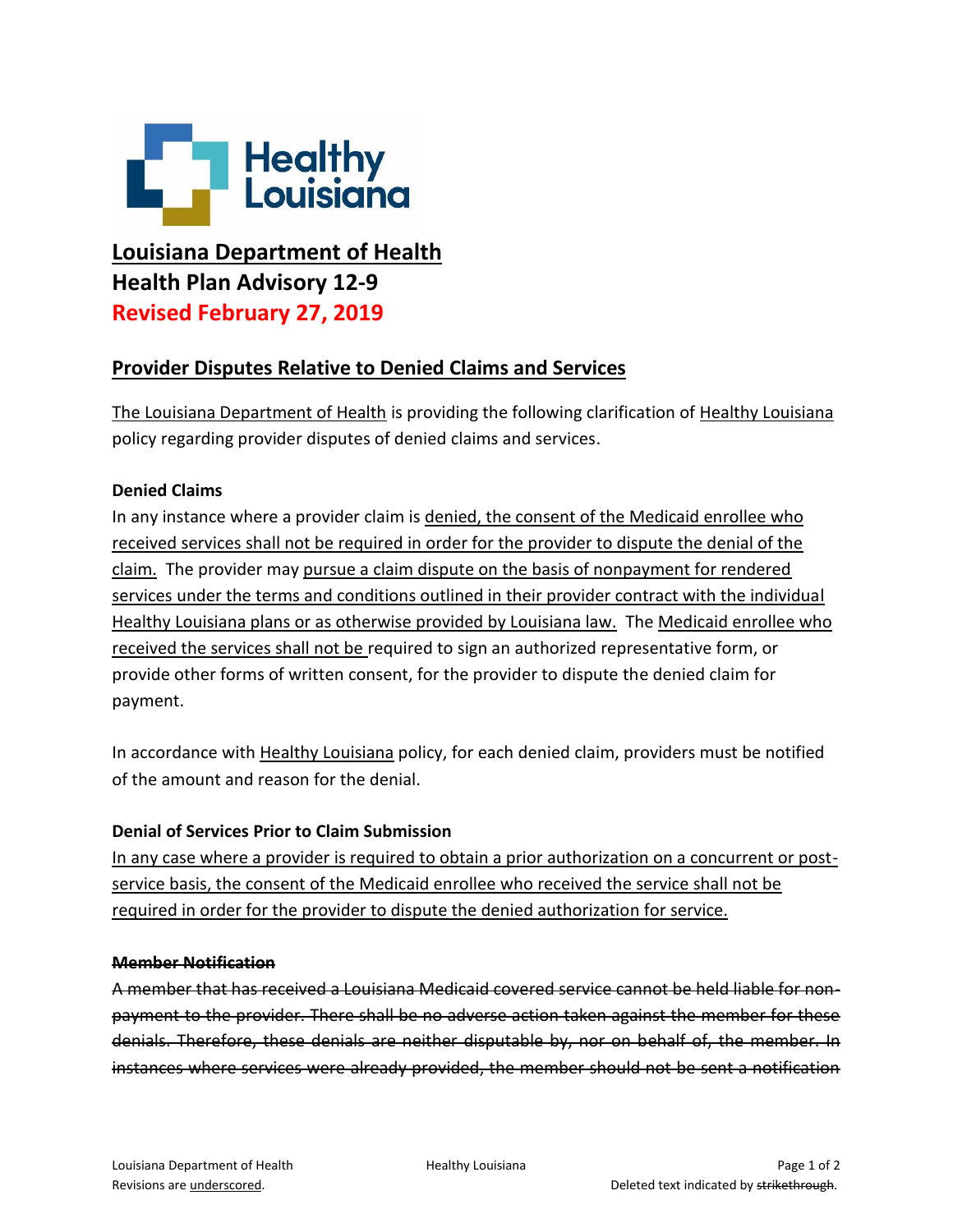# <u>Louisiana Department of Health</u>

# Health Plan Advisory 12-9

## Revised February 27, 2019

## <u>Provider Disputes Relative to Denied Claims and Services</u>

<u>The Louisiana Department of Health</u> is providing the following clarification of <u>Healthy Louisiana</u> policy regarding provider disputes of denied claims and services.

### Denied Claims

In any instance where a provider claim is <u>denied, the consent of the Medicaid enrollee who received services shall not be required in order for the provider to dispute the denial of the claim.</u> The provider may <u>pursue a claim dispute on the basis of nonpayment for rendered services under the terms and conditions outlined in their provider contract with the individual Healthy Louisiana plans or as otherwise provided by Louisiana law.</u> The <u>Medicaid enrollee who received the services shall not be</u> required to sign an authorized representative form, or provide other forms of written consent, for the provider to dispute the denied claim for payment.

In accordance with <u>Healthy Louisiana</u> policy, for each denied claim, providers must be notified of the amount and reason for the denial.

### Denial of Services Prior to Claim Submission

<u>In any case where a provider is required to obtain a prior authorization on a concurrent or post-service basis, the consent of the Medicaid enrollee who received the service shall not be required in order for the provider to dispute the denied authorization for service.</u>

### ~~Member Notification~~

~~A member that has received a Louisiana Medicaid covered service cannot be held liable for non-payment to the provider. There shall be no adverse action taken against the member for these denials. Therefore, these denials are neither disputable by, nor on behalf of, the member. In instances where services were already provided, the member should not be sent a notification~~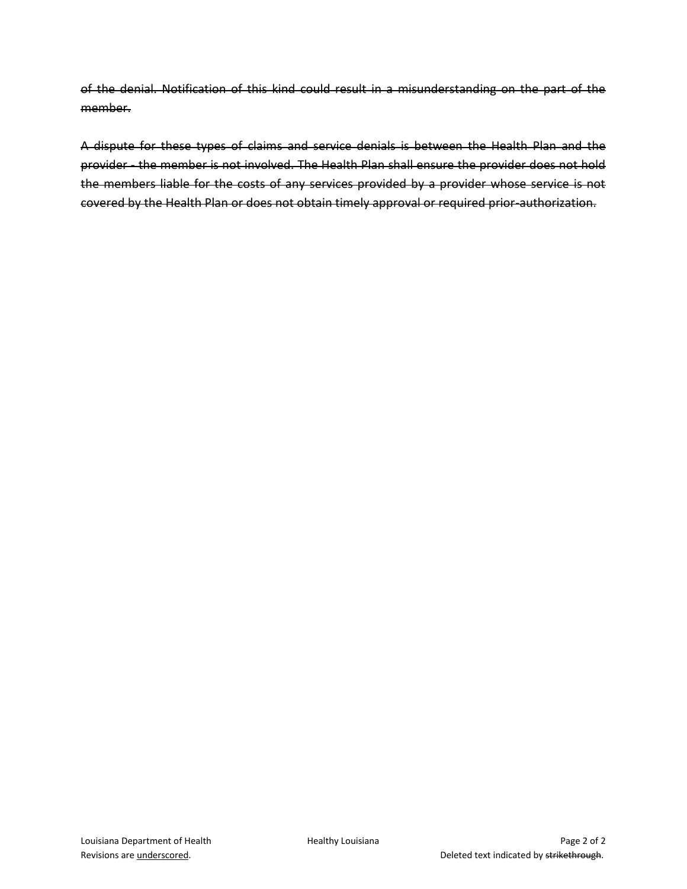~~of the denial. Notification of this kind could result in a misunderstanding on the part of the member.~~

~~A dispute for these types of claims and service denials is between the Health Plan and the provider - the member is not involved. The Health Plan shall ensure the provider does not hold the members liable for the costs of any services provided by a provider whose service is not covered by the Health Plan or does not obtain timely approval or required prior-authorization.~~